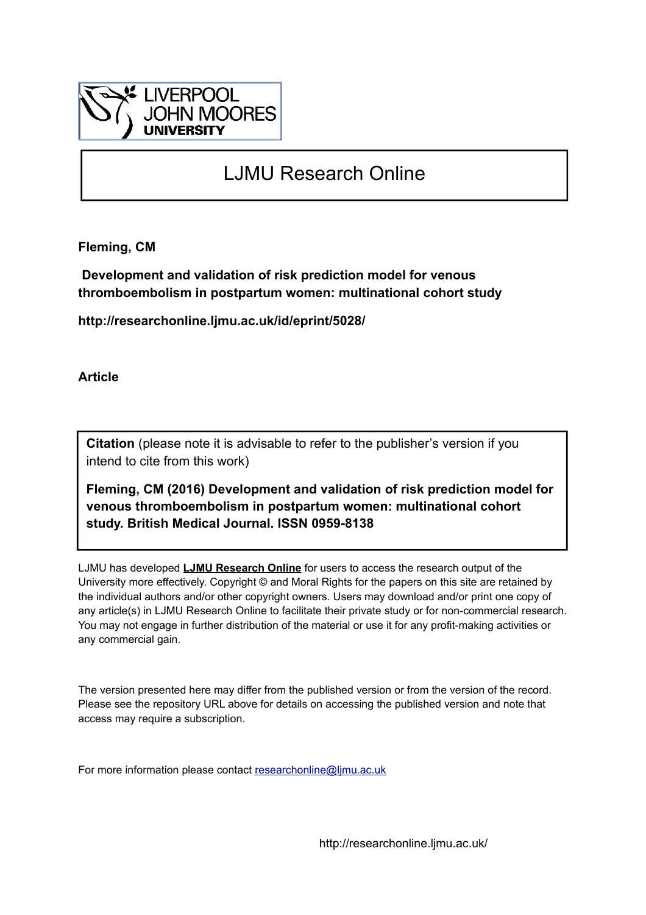LIVERPOOL JOHN MOORES UNIVERSITY

# LJMU Research Online

**Fleming, CM**

**Development and validation of risk prediction model for venous thromboembolism in postpartum women: multinational cohort study**

**http://researchonline.ljmu.ac.uk/id/eprint/5028/**

**Article**

**Citation** (please note it is advisable to refer to the publisher's version if you intend to cite from this work)

**Fleming, CM (2016) Development and validation of risk prediction model for venous thromboembolism in postpartum women: multinational cohort study. British Medical Journal. ISSN 0959-8138**

LJMU has developed **LJMU Research Online** for users to access the research output of the University more effectively. Copyright © and Moral Rights for the papers on this site are retained by the individual authors and/or other copyright owners. Users may download and/or print one copy of any article(s) in LJMU Research Online to facilitate their private study or for non-commercial research. You may not engage in further distribution of the material or use it for any profit-making activities or any commercial gain.

The version presented here may differ from the published version or from the version of the record. Please see the repository URL above for details on accessing the published version and note that access may require a subscription.

For more information please contact researchonline@ljmu.ac.uk

http://researchonline.ljmu.ac.uk/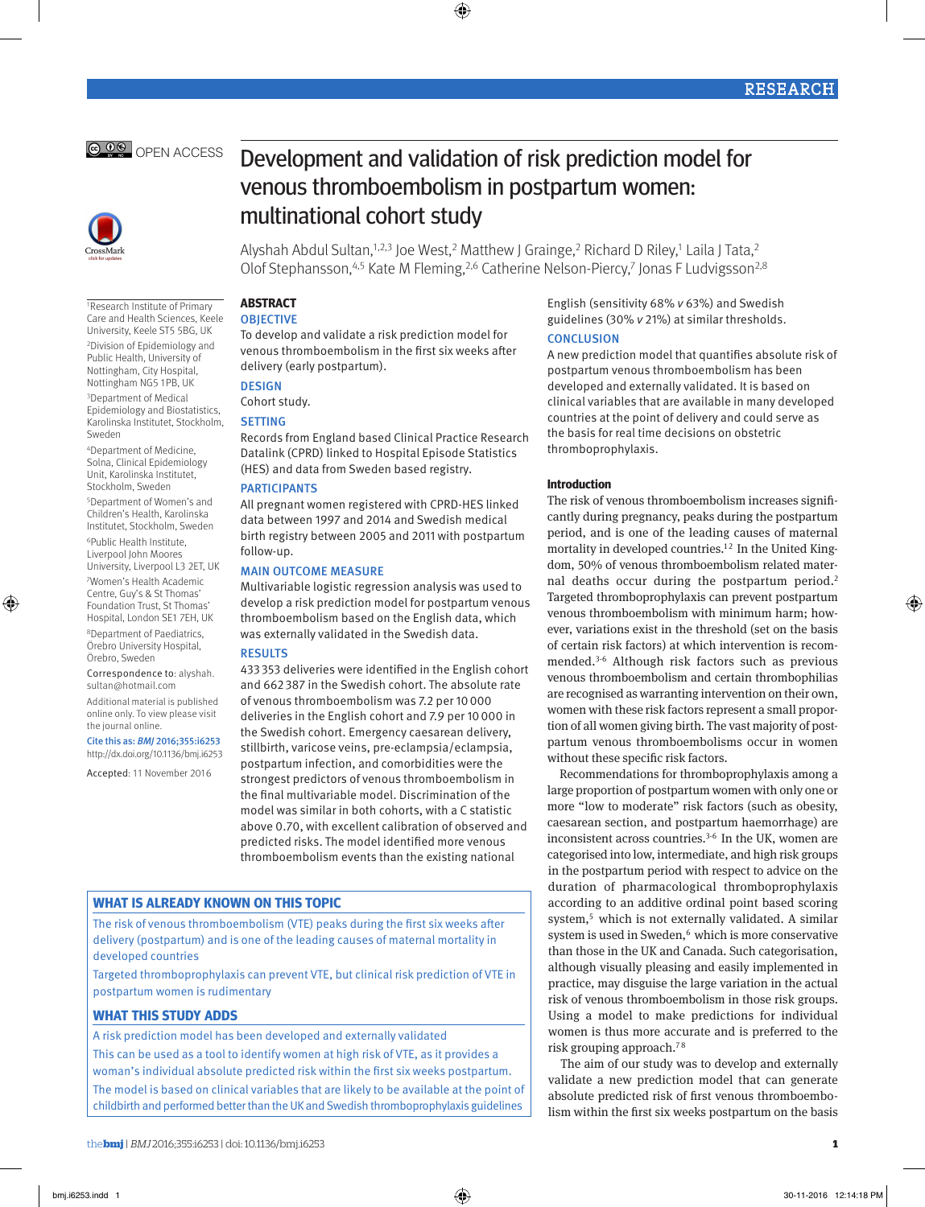# Development and validation of risk prediction model for venous thromboembolism in postpartum women: multinational cohort study

Alyshah Abdul Sultan,[1,2,3] Joe West,[2] Matthew J Grainge,[2] Richard D Riley,[1] Laila J Tata,[2] Olof Stephansson,[4,5] Kate M Fleming,[2,6] Catherine Nelson-Piercy,[7] Jonas F Ludvigsson[2,8]

[1]Research Institute of Primary Care and Health Sciences, Keele University, Keele ST5 5BG, UK

[2]Division of Epidemiology and Public Health, University of Nottingham, City Hospital, Nottingham NG5 1PB, UK

[3]Department of Medical Epidemiology and Biostatistics, Karolinska Institutet, Stockholm, Sweden

[4]Department of Medicine, Solna, Clinical Epidemiology Unit, Karolinska Institutet, Stockholm, Sweden

[5]Department of Women's and Children's Health, Karolinska Institutet, Stockholm, Sweden

[6]Public Health Institute, Liverpool John Moores University, Liverpool L3 2ET, UK

[7]Women's Health Academic Centre, Guy's & St Thomas' Foundation Trust, St Thomas' Hospital, London SE1 7EH, UK

[8]Department of Paediatrics, Örebro University Hospital, Örebro, Sweden

Correspondence to: alyshah.sultan@hotmail.com

Additional material is published online only. To view please visit the journal online.

Cite this as: *BMJ* 2016;355:i6253
http://dx.doi.org/10.1136/bmj.i6253

Accepted: 11 November 2016

## ABSTRACT

### OBJECTIVE

To develop and validate a risk prediction model for venous thromboembolism in the first six weeks after delivery (early postpartum).

### DESIGN

Cohort study.

### SETTING

Records from England based Clinical Practice Research Datalink (CPRD) linked to Hospital Episode Statistics (HES) and data from Sweden based registry.

### PARTICIPANTS

All pregnant women registered with CPRD-HES linked data between 1997 and 2014 and Swedish medical birth registry between 2005 and 2011 with postpartum follow-up.

### MAIN OUTCOME MEASURE

Multivariable logistic regression analysis was used to develop a risk prediction model for postpartum venous thromboembolism based on the English data, which was externally validated in the Swedish data.

### RESULTS

433 353 deliveries were identified in the English cohort and 662 387 in the Swedish cohort. The absolute rate of venous thromboembolism was 7.2 per 10 000 deliveries in the English cohort and 7.9 per 10 000 in the Swedish cohort. Emergency caesarean delivery, stillbirth, varicose veins, pre-eclampsia/eclampsia, postpartum infection, and comorbidities were the strongest predictors of venous thromboembolism in the final multivariable model. Discrimination of the model was similar in both cohorts, with a C statistic above 0.70, with excellent calibration of observed and predicted risks. The model identified more venous thromboembolism events than the existing national English (sensitivity 68% *v* 63%) and Swedish guidelines (30% *v* 21%) at similar thresholds.

### CONCLUSION

A new prediction model that quantifies absolute risk of postpartum venous thromboembolism has been developed and externally validated. It is based on clinical variables that are available in many developed countries at the point of delivery and could serve as the basis for real time decisions on obstetric thromboprophylaxis.

## Introduction

The risk of venous thromboembolism increases significantly during pregnancy, peaks during the postpartum period, and is one of the leading causes of maternal mortality in developed countries.[1,2] In the United Kingdom, 50% of venous thromboembolism related maternal deaths occur during the postpartum period.[2] Targeted thromboprophylaxis can prevent postpartum venous thromboembolism with minimum harm; however, variations exist in the threshold (set on the basis of certain risk factors) at which intervention is recommended.[3-6] Although risk factors such as previous venous thromboembolism and certain thrombophilias are recognised as warranting intervention on their own, women with these risk factors represent a small proportion of all women giving birth. The vast majority of postpartum venous thromboembolisms occur in women without these specific risk factors.

Recommendations for thromboprophylaxis among a large proportion of postpartum women with only one or more "low to moderate" risk factors (such as obesity, caesarean section, and postpartum haemorrhage) are inconsistent across countries.[3-6] In the UK, women are categorised into low, intermediate, and high risk groups in the postpartum period with respect to advice on the duration of pharmacological thromboprophylaxis according to an additive ordinal point based scoring system,[5] which is not externally validated. A similar system is used in Sweden,[6] which is more conservative than those in the UK and Canada. Such categorisation, although visually pleasing and easily implemented in practice, may disguise the large variation in the actual risk of venous thromboembolism in those risk groups. Using a model to make predictions for individual women is thus more accurate and is preferred to the risk grouping approach.[7,8]

The aim of our study was to develop and externally validate a new prediction model that can generate absolute predicted risk of first venous thromboembolism within the first six weeks postpartum on the basis

### WHAT IS ALREADY KNOWN ON THIS TOPIC

The risk of venous thromboembolism (VTE) peaks during the first six weeks after delivery (postpartum) and is one of the leading causes of maternal mortality in developed countries

Targeted thromboprophylaxis can prevent VTE, but clinical risk prediction of VTE in postpartum women is rudimentary

### WHAT THIS STUDY ADDS

A risk prediction model has been developed and externally validated

This can be used as a tool to identify women at high risk of VTE, as it provides a woman's individual absolute predicted risk within the first six weeks postpartum.

The model is based on clinical variables that are likely to be available at the point of childbirth and performed better than the UK and Swedish thromboprophylaxis guidelines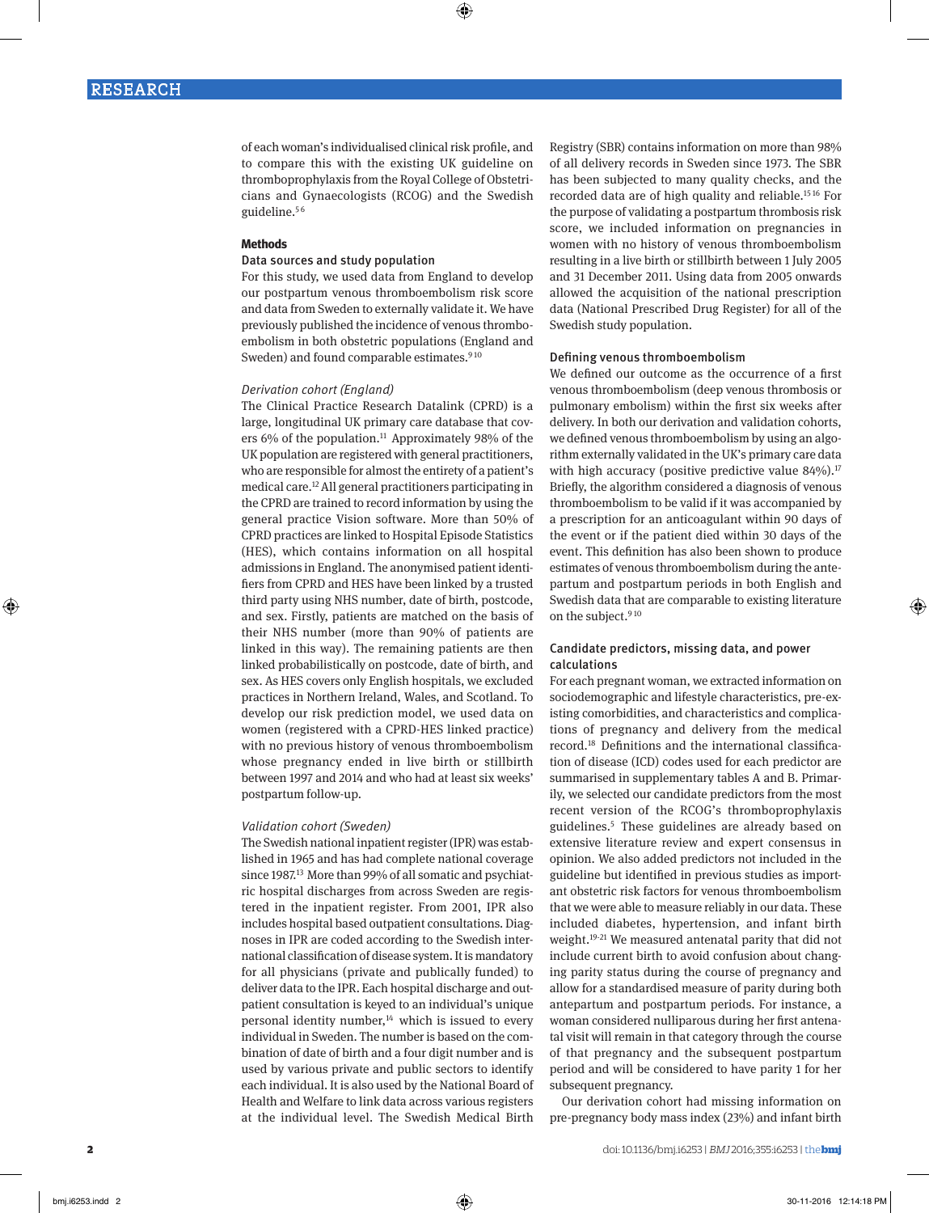of each woman's individualised clinical risk profile, and to compare this with the existing UK guideline on thromboprophylaxis from the Royal College of Obstetricians and Gynaecologists (RCOG) and the Swedish guideline.[5,6]

## Methods

### Data sources and study population

For this study, we used data from England to develop our postpartum venous thromboembolism risk score and data from Sweden to externally validate it. We have previously published the incidence of venous thromboembolism in both obstetric populations (England and Sweden) and found comparable estimates.[9,10]

#### *Derivation cohort (England)*

The Clinical Practice Research Datalink (CPRD) is a large, longitudinal UK primary care database that covers 6% of the population.[11] Approximately 98% of the UK population are registered with general practitioners, who are responsible for almost the entirety of a patient's medical care.[12] All general practitioners participating in the CPRD are trained to record information by using the general practice Vision software. More than 50% of CPRD practices are linked to Hospital Episode Statistics (HES), which contains information on all hospital admissions in England. The anonymised patient identifiers from CPRD and HES have been linked by a trusted third party using NHS number, date of birth, postcode, and sex. Firstly, patients are matched on the basis of their NHS number (more than 90% of patients are linked in this way). The remaining patients are then linked probabilistically on postcode, date of birth, and sex. As HES covers only English hospitals, we excluded practices in Northern Ireland, Wales, and Scotland. To develop our risk prediction model, we used data on women (registered with a CPRD-HES linked practice) with no previous history of venous thromboembolism whose pregnancy ended in live birth or stillbirth between 1997 and 2014 and who had at least six weeks' postpartum follow-up.

#### *Validation cohort (Sweden)*

The Swedish national inpatient register (IPR) was established in 1965 and has had complete national coverage since 1987.[13] More than 99% of all somatic and psychiatric hospital discharges from across Sweden are registered in the inpatient register. From 2001, IPR also includes hospital based outpatient consultations. Diagnoses in IPR are coded according to the Swedish international classification of disease system. It is mandatory for all physicians (private and publically funded) to deliver data to the IPR. Each hospital discharge and outpatient consultation is keyed to an individual's unique personal identity number,[14] which is issued to every individual in Sweden. The number is based on the combination of date of birth and a four digit number and is used by various private and public sectors to identify each individual. It is also used by the National Board of Health and Welfare to link data across various registers at the individual level. The Swedish Medical Birth Registry (SBR) contains information on more than 98% of all delivery records in Sweden since 1973. The SBR has been subjected to many quality checks, and the recorded data are of high quality and reliable.[15,16] For the purpose of validating a postpartum thrombosis risk score, we included information on pregnancies in women with no history of venous thromboembolism resulting in a live birth or stillbirth between 1 July 2005 and 31 December 2011. Using data from 2005 onwards allowed the acquisition of the national prescription data (National Prescribed Drug Register) for all of the Swedish study population.

### Defining venous thromboembolism

We defined our outcome as the occurrence of a first venous thromboembolism (deep venous thrombosis or pulmonary embolism) within the first six weeks after delivery. In both our derivation and validation cohorts, we defined venous thromboembolism by using an algorithm externally validated in the UK's primary care data with high accuracy (positive predictive value 84%).[17] Briefly, the algorithm considered a diagnosis of venous thromboembolism to be valid if it was accompanied by a prescription for an anticoagulant within 90 days of the event or if the patient died within 30 days of the event. This definition has also been shown to produce estimates of venous thromboembolism during the antepartum and postpartum periods in both English and Swedish data that are comparable to existing literature on the subject.[9,10]

### Candidate predictors, missing data, and power calculations

For each pregnant woman, we extracted information on sociodemographic and lifestyle characteristics, pre-existing comorbidities, and characteristics and complications of pregnancy and delivery from the medical record.[18] Definitions and the international classification of disease (ICD) codes used for each predictor are summarised in supplementary tables A and B. Primarily, we selected our candidate predictors from the most recent version of the RCOG's thromboprophylaxis guidelines.[5] These guidelines are already based on extensive literature review and expert consensus in opinion. We also added predictors not included in the guideline but identified in previous studies as important obstetric risk factors for venous thromboembolism that we were able to measure reliably in our data. These included diabetes, hypertension, and infant birth weight.[19-21] We measured antenatal parity that did not include current birth to avoid confusion about changing parity status during the course of pregnancy and allow for a standardised measure of parity during both antepartum and postpartum periods. For instance, a woman considered nulliparous during her first antenatal visit will remain in that category through the course of that pregnancy and the subsequent postpartum period and will be considered to have parity 1 for her subsequent pregnancy.

Our derivation cohort had missing information on pre-pregnancy body mass index (23%) and infant birth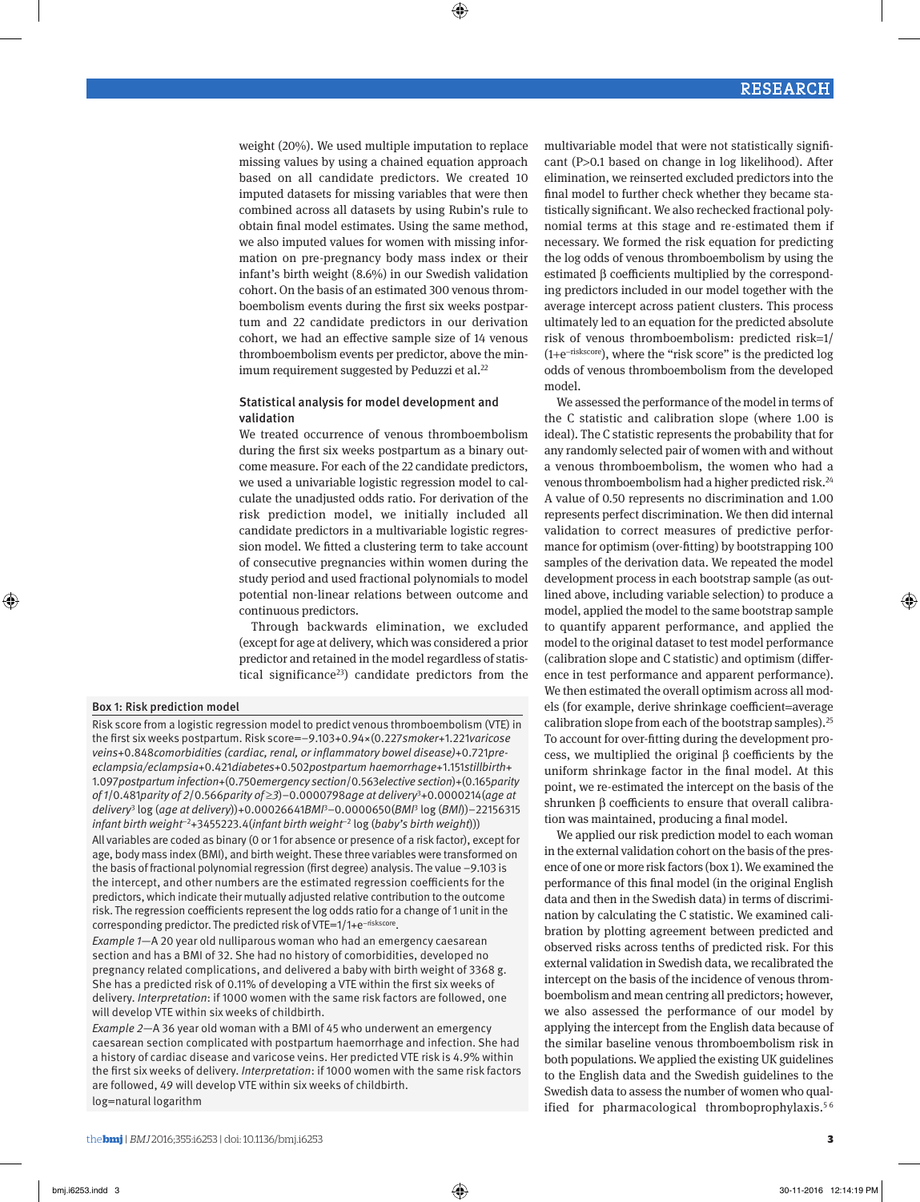weight (20%). We used multiple imputation to replace missing values by using a chained equation approach based on all candidate predictors. We created 10 imputed datasets for missing variables that were then combined across all datasets by using Rubin's rule to obtain final model estimates. Using the same method, we also imputed values for women with missing information on pre-pregnancy body mass index or their infant's birth weight (8.6%) in our Swedish validation cohort. On the basis of an estimated 300 venous thromboembolism events during the first six weeks postpartum and 22 candidate predictors in our derivation cohort, we had an effective sample size of 14 venous thromboembolism events per predictor, above the minimum requirement suggested by Peduzzi et al.[22]

### Statistical analysis for model development and validation

We treated occurrence of venous thromboembolism during the first six weeks postpartum as a binary outcome measure. For each of the 22 candidate predictors, we used a univariable logistic regression model to calculate the unadjusted odds ratio. For derivation of the risk prediction model, we initially included all candidate predictors in a multivariable logistic regression model. We fitted a clustering term to take account of consecutive pregnancies within women during the study period and used fractional polynomials to model potential non-linear relations between outcome and continuous predictors.

Through backwards elimination, we excluded (except for age at delivery, which was considered a prior predictor and retained in the model regardless of statistical significance[23]) candidate predictors from the multivariable model that were not statistically significant (P>0.1 based on change in log likelihood). After elimination, we reinserted excluded predictors into the final model to further check whether they became statistically significant. We also rechecked fractional polynomial terms at this stage and re-estimated them if necessary. We formed the risk equation for predicting the log odds of venous thromboembolism by using the estimated β coefficients multiplied by the corresponding predictors included in our model together with the average intercept across patient clusters. This process ultimately led to an equation for the predicted absolute risk of venous thromboembolism: predicted risk=1/(1+e[−riskscore]), where the "risk score" is the predicted log odds of venous thromboembolism from the developed model.

We assessed the performance of the model in terms of the C statistic and calibration slope (where 1.00 is ideal). The C statistic represents the probability that for any randomly selected pair of women with and without a venous thromboembolism, the women who had a venous thromboembolism had a higher predicted risk.[24] A value of 0.50 represents no discrimination and 1.00 represents perfect discrimination. We then did internal validation to correct measures of predictive performance for optimism (over-fitting) by bootstrapping 100 samples of the derivation data. We repeated the model development process in each bootstrap sample (as outlined above, including variable selection) to produce a model, applied the model to the same bootstrap sample to quantify apparent performance, and applied the model to the original dataset to test model performance (calibration slope and C statistic) and optimism (difference in test performance and apparent performance). We then estimated the overall optimism across all models (for example, derive shrinkage coefficient=average calibration slope from each of the bootstrap samples).[25] To account for over-fitting during the development process, we multiplied the original β coefficients by the uniform shrinkage factor in the final model. At this point, we re-estimated the intercept on the basis of the shrunken β coefficients to ensure that overall calibration was maintained, producing a final model.

We applied our risk prediction model to each woman in the external validation cohort on the basis of the presence of one or more risk factors (box 1). We examined the performance of this final model (in the original English data and then in the Swedish data) in terms of discrimination by calculating the C statistic. We examined calibration by plotting agreement between predicted and observed risks across tenths of predicted risk. For this external validation in Swedish data, we recalibrated the intercept on the basis of the incidence of venous thromboembolism and mean centring all predictors; however, we also assessed the performance of our model by applying the intercept from the English data because of the similar baseline venous thromboembolism risk in both populations. We applied the existing UK guidelines to the English data and the Swedish guidelines to the Swedish data to assess the number of women who qualified for pharmacological thromboprophylaxis.[5 6]

#### Box 1: Risk prediction model

Risk score from a logistic regression model to predict venous thromboembolism (VTE) in the first six weeks postpartum. Risk score=−9.103+0.94×(0.227*smoker*+1.221*varicose veins*+0.848*comorbidities (cardiac, renal, or inflammatory bowel disease)*+0.721*pre-eclampsia/eclampsia*+0.421*diabetes*+0.502*postpartum haemorrhage*+1.151*stillbirth*+1.097*postpartum infection*+(0.750*emergency section*/0.563*elective section*)+(0.165*parity of 1*/0.481*parity of 2*/0.566*parity of ≥3*)−0.0000798*age at delivery*$^3$+0.0000214(*age at delivery*$^3$ log (*age at delivery*))+0.00026641*BMI*$^3$−0.0000650(*BMI*$^3$ log (*BMI*))−22156315 *infant birth weight*$^{-2}$+3455223.4(*infant birth weight*$^{-2}$ log (*baby's birth weight*)))

All variables are coded as binary (0 or 1 for absence or presence of a risk factor), except for age, body mass index (BMI), and birth weight. These three variables were transformed on the basis of fractional polynomial regression (first degree) analysis. The value −9.103 is the intercept, and other numbers are the estimated regression coefficients for the predictors, which indicate their mutually adjusted relative contribution to the outcome risk. The regression coefficients represent the log odds ratio for a change of 1 unit in the corresponding predictor. The predicted risk of VTE=1/1+e[−riskscore].

*Example 1*—A 20 year old nulliparous woman who had an emergency caesarean section and has a BMI of 32. She had no history of comorbidities, developed no pregnancy related complications, and delivered a baby with birth weight of 3368 g. She has a predicted risk of 0.11% of developing a VTE within the first six weeks of delivery. *Interpretation*: if 1000 women with the same risk factors are followed, one will develop VTE within six weeks of childbirth.

*Example 2*—A 36 year old woman with a BMI of 45 who underwent an emergency caesarean section complicated with postpartum haemorrhage and infection. She had a history of cardiac disease and varicose veins. Her predicted VTE risk is 4.9% within the first six weeks of delivery. *Interpretation*: if 1000 women with the same risk factors are followed, 49 will develop VTE within six weeks of childbirth.

log=natural logarithm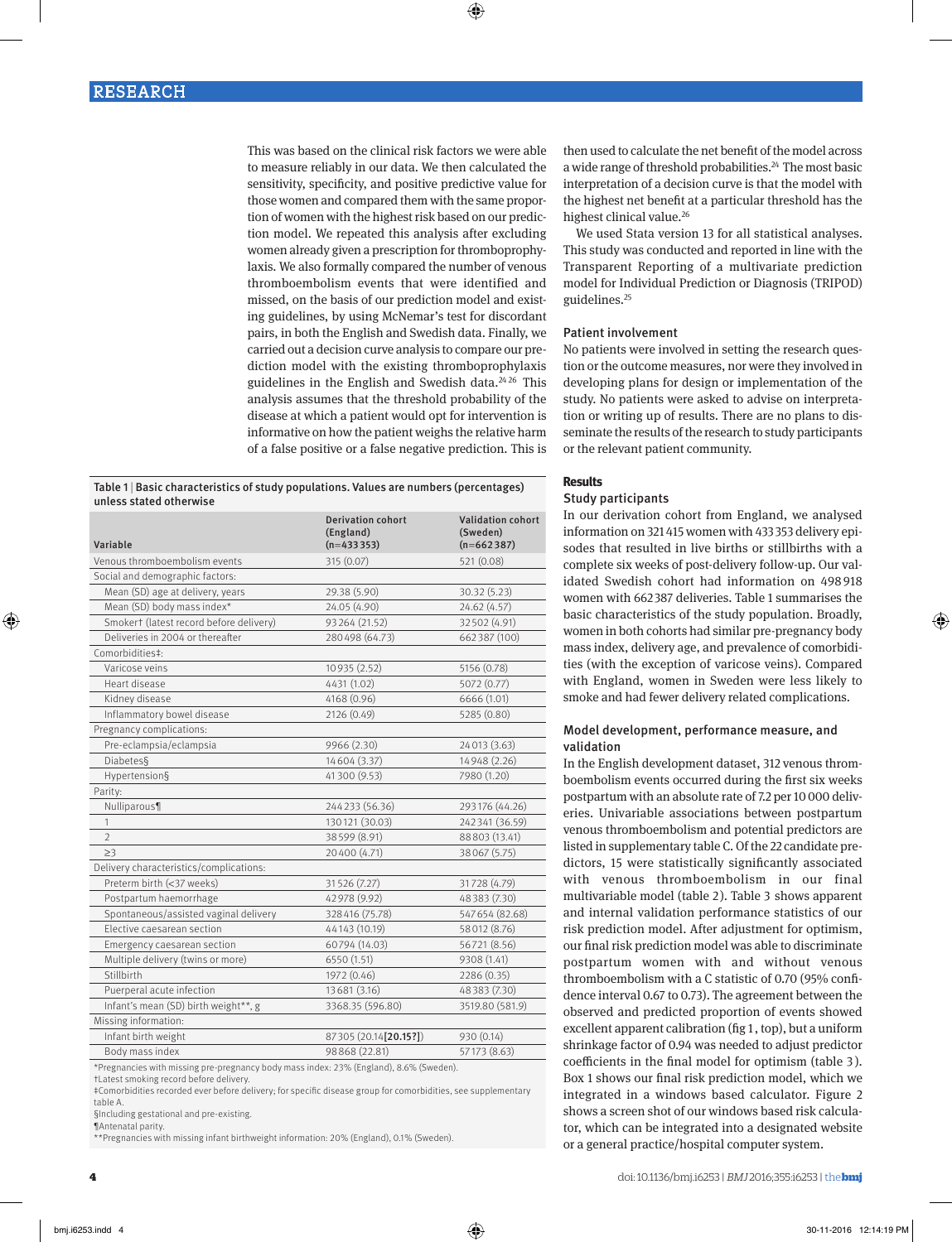This was based on the clinical risk factors we were able to measure reliably in our data. We then calculated the sensitivity, specificity, and positive predictive value for those women and compared them with the same proportion of women with the highest risk based on our prediction model. We repeated this analysis after excluding women already given a prescription for thromboprophylaxis. We also formally compared the number of venous thromboembolism events that were identified and missed, on the basis of our prediction model and existing guidelines, by using McNemar's test for discordant pairs, in both the English and Swedish data. Finally, we carried out a decision curve analysis to compare our prediction model with the existing thromboprophylaxis guidelines in the English and Swedish data.[24 26] This analysis assumes that the threshold probability of the disease at which a patient would opt for intervention is informative on how the patient weighs the relative harm of a false positive or a false negative prediction. This is then used to calculate the net benefit of the model across a wide range of threshold probabilities.[24] The most basic interpretation of a decision curve is that the model with the highest net benefit at a particular threshold has the highest clinical value.[26]

We used Stata version 13 for all statistical analyses. This study was conducted and reported in line with the Transparent Reporting of a multivariate prediction model for Individual Prediction or Diagnosis (TRIPOD) guidelines.[25]

### Patient involvement

No patients were involved in setting the research question or the outcome measures, nor were they involved in developing plans for design or implementation of the study. No patients were asked to advise on interpretation or writing up of results. There are no plans to disseminate the results of the research to study participants or the relevant patient community.

Table 1 | Basic characteristics of study populations. Values are numbers (percentages) unless stated otherwise

| Variable | Derivation cohort (England) (n=433 353) | Validation cohort (Sweden) (n=662 387) |
|---|---|---|
| Venous thromboembolism events | 315 (0.07) | 521 (0.08) |
| Social and demographic factors: | | |
| Mean (SD) age at delivery, years | 29.38 (5.90) | 30.32 (5.23) |
| Mean (SD) body mass index* | 24.05 (4.90) | 24.62 (4.57) |
| Smoker† (latest record before delivery) | 93 264 (21.52) | 32 502 (4.91) |
| Deliveries in 2004 or thereafter | 280 498 (64.73) | 662 387 (100) |
| Comorbidities‡: | | |
| Varicose veins | 10 935 (2.52) | 5156 (0.78) |
| Heart disease | 4431 (1.02) | 5072 (0.77) |
| Kidney disease | 4168 (0.96) | 6666 (1.01) |
| Inflammatory bowel disease | 2126 (0.49) | 5285 (0.80) |
| Pregnancy complications: | | |
| Pre-eclampsia/eclampsia | 9966 (2.30) | 24 013 (3.63) |
| Diabetes§ | 14 604 (3.37) | 14 948 (2.26) |
| Hypertension§ | 41 300 (9.53) | 7980 (1.20) |
| Parity: | | |
| Nulliparous¶ | 244 233 (56.36) | 293 176 (44.26) |
| 1 | 130 121 (30.03) | 242 341 (36.59) |
| 2 | 38 599 (8.91) | 88 803 (13.41) |
| ≥3 | 20 400 (4.71) | 38 067 (5.75) |
| Delivery characteristics/complications: | | |
| Preterm birth (<37 weeks) | 31 526 (7.27) | 31 728 (4.79) |
| Postpartum haemorrhage | 42 978 (9.92) | 48 383 (7.30) |
| Spontaneous/assisted vaginal delivery | 328 416 (75.78) | 547 654 (82.68) |
| Elective caesarean section | 44 143 (10.19) | 58 012 (8.76) |
| Emergency caesarean section | 60 794 (14.03) | 56 721 (8.56) |
| Multiple delivery (twins or more) | 6550 (1.51) | 9308 (1.41) |
| Stillbirth | 1972 (0.46) | 2286 (0.35) |
| Puerperal acute infection | 13 681 (3.16) | 48 383 (7.30) |
| Infant's mean (SD) birth weight**, g | 3368.35 (596.80) | 3519.80 (581.9) |
| Missing information: | | |
| Infant birth weight | 87 305 (20.14**[20.15?]**) | 930 (0.14) |
| Body mass index | 98 868 (22.81) | 57 173 (8.63) |

*Pregnancies with missing pre-pregnancy body mass index: 23% (England), 8.6% (Sweden).
†Latest smoking record before delivery.
‡Comorbidities recorded ever before delivery; for specific disease group for comorbidities, see supplementary table A.
§Including gestational and pre-existing.
¶Antenatal parity.
**Pregnancies with missing infant birthweight information: 20% (England), 0.1% (Sweden).

## Results

### Study participants

In our derivation cohort from England, we analysed information on 321 415 women with 433 353 delivery episodes that resulted in live births or stillbirths with a complete six weeks of post-delivery follow-up. Our validated Swedish cohort had information on 498 918 women with 662 387 deliveries. Table 1 summarises the basic characteristics of the study population. Broadly, women in both cohorts had similar pre-pregnancy body mass index, delivery age, and prevalence of comorbidities (with the exception of varicose veins). Compared with England, women in Sweden were less likely to smoke and had fewer delivery related complications.

### Model development, performance measure, and validation

In the English development dataset, 312 venous thromboembolism events occurred during the first six weeks postpartum with an absolute rate of 7.2 per 10 000 deliveries. Univariable associations between postpartum venous thromboembolism and potential predictors are listed in supplementary table C. Of the 22 candidate predictors, 15 were statistically significantly associated with venous thromboembolism in our final multivariable model (table 2). Table 3 shows apparent and internal validation performance statistics of our risk prediction model. After adjustment for optimism, our final risk prediction model was able to discriminate postpartum women with and without venous thromboembolism with a C statistic of 0.70 (95% confidence interval 0.67 to 0.73). The agreement between the observed and predicted proportion of events showed excellent apparent calibration (fig 1, top), but a uniform shrinkage factor of 0.94 was needed to adjust predictor coefficients in the final model for optimism (table 3). Box 1 shows our final risk prediction model, which we integrated in a windows based calculator. Figure 2 shows a screen shot of our windows based risk calculator, which can be integrated into a designated website or a general practice/hospital computer system.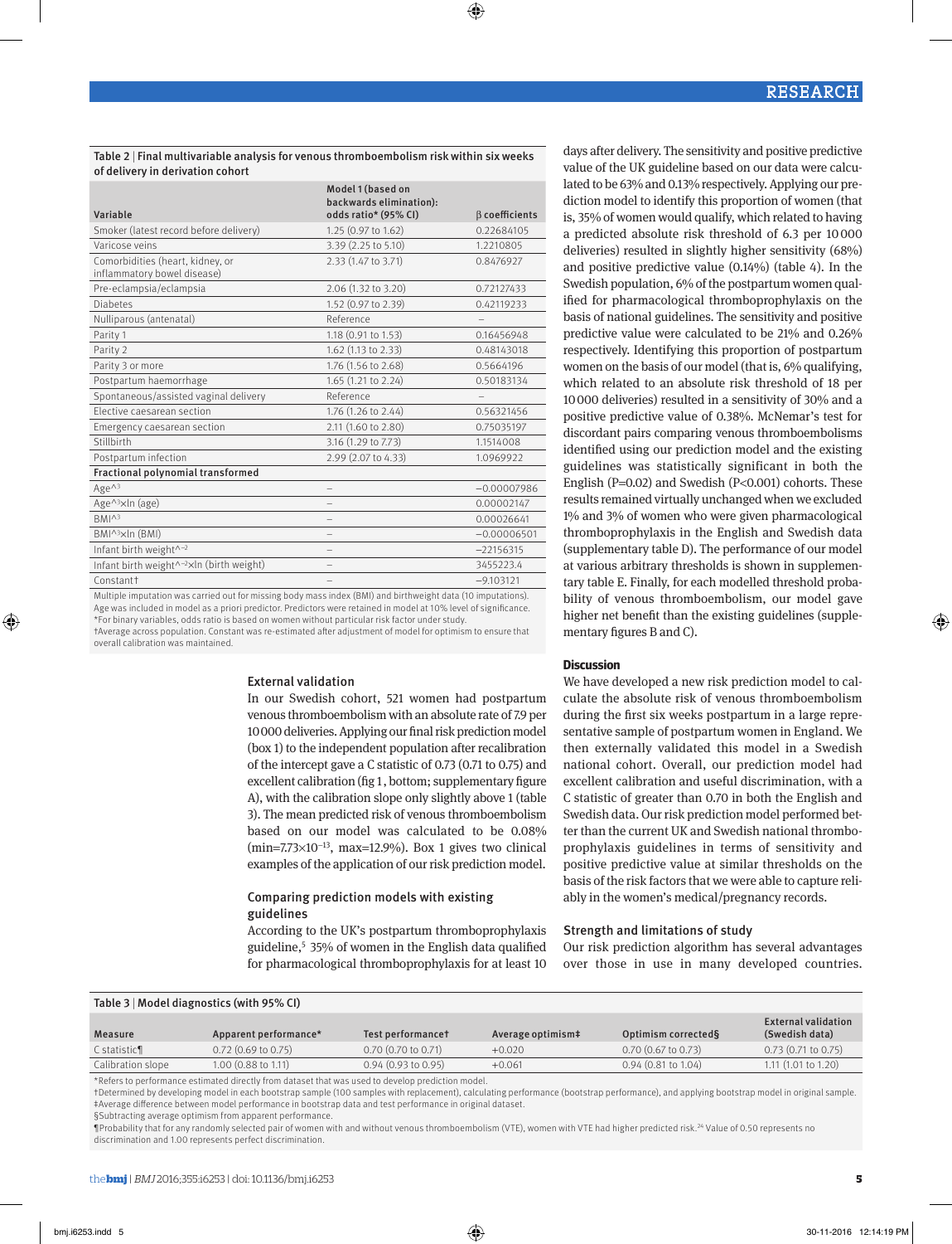Table 2 | Final multivariable analysis for venous thromboembolism risk within six weeks of delivery in derivation cohort

| Variable | Model 1 (based on backwards elimination): odds ratio* (95% CI) | β coefficients |
|---|---|---|
| Smoker (latest record before delivery) | 1.25 (0.97 to 1.62) | 0.22684105 |
| Varicose veins | 3.39 (2.25 to 5.10) | 1.2210805 |
| Comorbidities (heart, kidney, or inflammatory bowel disease) | 2.33 (1.47 to 3.71) | 0.8476927 |
| Pre-eclampsia/eclampsia | 2.06 (1.32 to 3.20) | 0.72127433 |
| Diabetes | 1.52 (0.97 to 2.39) | 0.42119233 |
| Nulliparous (antenatal) | Reference | – |
| Parity 1 | 1.18 (0.91 to 1.53) | 0.16456948 |
| Parity 2 | 1.62 (1.13 to 2.33) | 0.48143018 |
| Parity 3 or more | 1.76 (1.56 to 2.68) | 0.5664196 |
| Postpartum haemorrhage | 1.65 (1.21 to 2.24) | 0.50183134 |
| Spontaneous/assisted vaginal delivery | Reference | – |
| Elective caesarean section | 1.76 (1.26 to 2.44) | 0.56321456 |
| Emergency caesarean section | 2.11 (1.60 to 2.80) | 0.75035197 |
| Stillbirth | 3.16 (1.29 to 7.73) | 1.1514008 |
| Postpartum infection | 2.99 (2.07 to 4.33) | 1.0969922 |
| **Fractional polynomial transformed** | | |
| Age^3 | – | −0.00007986 |
| Age^3×ln (age) | – | 0.00002147 |
| BMI^3 | – | 0.00026641 |
| BMI^3×ln (BMI) | – | −0.00006501 |
| Infant birth weight^−2 | – | −22156315 |
| Infant birth weight^−2×ln (birth weight) | – | 3455223.4 |
| Constant† | – | −9.103121 |

Multiple imputation was carried out for missing body mass index (BMI) and birthweight data (10 imputations). Age was included in model as a priori predictor. Predictors were retained in model at 10% level of significance.
*For binary variables, odds ratio is based on women without particular risk factor under study.
†Average across population. Constant was re-estimated after adjustment of model for optimism to ensure that overall calibration was maintained.

### External validation

In our Swedish cohort, 521 women had postpartum venous thromboembolism with an absolute rate of 7.9 per 10 000 deliveries. Applying our final risk prediction model (box 1) to the independent population after recalibration of the intercept gave a C statistic of 0.73 (0.71 to 0.75) and excellent calibration (fig 1, bottom; supplementary figure A), with the calibration slope only slightly above 1 (table 3). The mean predicted risk of venous thromboembolism based on our model was calculated to be 0.08% (min=$7.73\times10^{-13}$, max=12.9%). Box 1 gives two clinical examples of the application of our risk prediction model.

### Comparing prediction models with existing guidelines

According to the UK's postpartum thromboprophylaxis guideline,[5] 35% of women in the English data qualified for pharmacological thromboprophylaxis for at least 10 days after delivery. The sensitivity and positive predictive value of the UK guideline based on our data were calculated to be 63% and 0.13% respectively. Applying our prediction model to identify this proportion of women (that is, 35% of women would qualify, which related to having a predicted absolute risk threshold of 6.3 per 10 000 deliveries) resulted in slightly higher sensitivity (68%) and positive predictive value (0.14%) (table 4). In the Swedish population, 6% of the postpartum women qualified for pharmacological thromboprophylaxis on the basis of national guidelines. The sensitivity and positive predictive value were calculated to be 21% and 0.26% respectively. Identifying this proportion of postpartum women on the basis of our model (that is, 6% qualifying, which related to an absolute risk threshold of 18 per 10 000 deliveries) resulted in a sensitivity of 30% and a positive predictive value of 0.38%. McNemar's test for discordant pairs comparing venous thromboembolisms identified using our prediction model and the existing guidelines was statistically significant in both the English (P=0.02) and Swedish (P<0.001) cohorts. These results remained virtually unchanged when we excluded 1% and 3% of women who were given pharmacological thromboprophylaxis in the English and Swedish data (supplementary table D). The performance of our model at various arbitrary thresholds is shown in supplementary table E. Finally, for each modelled threshold probability of venous thromboembolism, our model gave higher net benefit than the existing guidelines (supplementary figures B and C).

## Discussion

We have developed a new risk prediction model to calculate the absolute risk of venous thromboembolism during the first six weeks postpartum in a large representative sample of postpartum women in England. We then externally validated this model in a Swedish national cohort. Overall, our prediction model had excellent calibration and useful discrimination, with a C statistic of greater than 0.70 in both the English and Swedish data. Our risk prediction model performed better than the current UK and Swedish national thromboprophylaxis guidelines in terms of sensitivity and positive predictive value at similar thresholds on the basis of the risk factors that we were able to capture reliably in the women's medical/pregnancy records.

### Strength and limitations of study

Our risk prediction algorithm has several advantages over those in use in many developed countries.

Table 3 | Model diagnostics (with 95% CI)

| Measure | Apparent performance* | Test performance† | Average optimism‡ | Optimism corrected§ | External validation (Swedish data) |
|---|---|---|---|---|---|
| C statistic¶ | 0.72 (0.69 to 0.75) | 0.70 (0.70 to 0.71) | +0.020 | 0.70 (0.67 to 0.73) | 0.73 (0.71 to 0.75) |
| Calibration slope | 1.00 (0.88 to 1.11) | 0.94 (0.93 to 0.95) | +0.061 | 0.94 (0.81 to 1.04) | 1.11 (1.01 to 1.20) |

*Refers to performance estimated directly from dataset that was used to develop prediction model.
†Determined by developing model in each bootstrap sample (100 samples with replacement), calculating performance (bootstrap performance), and applying bootstrap model in original sample.
‡Average difference between model performance in bootstrap data and test performance in original dataset.
§Subtracting average optimism from apparent performance.
¶Probability that for any randomly selected pair of women with and without venous thromboembolism (VTE), women with VTE had higher predicted risk.[24] Value of 0.50 represents no discrimination and 1.00 represents perfect discrimination.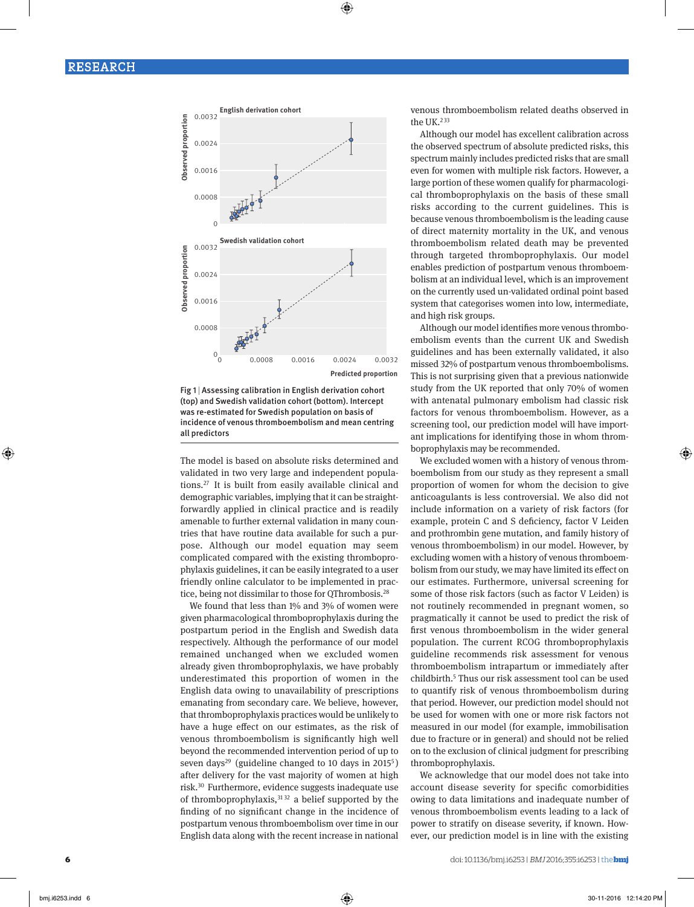English derivation cohort

Observed proportion

0.0032

0.0024

0.0016

0.0008

0

Swedish validation cohort

Observed proportion

0.0032

0.0024

0.0016

0.0008

0

0 0.0008 0.0016 0.0024 0.0032

Predicted proportion

Fig 1 | Assessing calibration in English derivation cohort (top) and Swedish validation cohort (bottom). Intercept was re-estimated for Swedish population on basis of incidence of venous thromboembolism and mean centring all predictors

The model is based on absolute risks determined and validated in two very large and independent populations.[27] It is built from easily available clinical and demographic variables, implying that it can be straightforwardly applied in clinical practice and is readily amenable to further external validation in many countries that have routine data available for such a purpose. Although our model equation may seem complicated compared with the existing thromboprophylaxis guidelines, it can be easily integrated to a user friendly online calculator to be implemented in practice, being not dissimilar to those for QThrombosis.[28]

We found that less than 1% and 3% of women were given pharmacological thromboprophylaxis during the postpartum period in the English and Swedish data respectively. Although the performance of our model remained unchanged when we excluded women already given thromboprophylaxis, we have probably underestimated this proportion of women in the English data owing to unavailability of prescriptions emanating from secondary care. We believe, however, that thromboprophylaxis practices would be unlikely to have a huge effect on our estimates, as the risk of venous thromboembolism is significantly high well beyond the recommended intervention period of up to seven days[29] (guideline changed to 10 days in 2015[5]) after delivery for the vast majority of women at high risk.[30] Furthermore, evidence suggests inadequate use of thromboprophylaxis,[31 32] a belief supported by the finding of no significant change in the incidence of postpartum venous thromboembolism over time in our English data along with the recent increase in national venous thromboembolism related deaths observed in the UK.[2 33]

Although our model has excellent calibration across the observed spectrum of absolute predicted risks, this spectrum mainly includes predicted risks that are small even for women with multiple risk factors. However, a large portion of these women qualify for pharmacological thromboprophylaxis on the basis of these small risks according to the current guidelines. This is because venous thromboembolism is the leading cause of direct maternity mortality in the UK, and venous thromboembolism related death may be prevented through targeted thromboprophylaxis. Our model enables prediction of postpartum venous thromboembolism at an individual level, which is an improvement on the currently used un-validated ordinal point based system that categorises women into low, intermediate, and high risk groups.

Although our model identifies more venous thromboembolism events than the current UK and Swedish guidelines and has been externally validated, it also missed 32% of postpartum venous thromboembolisms. This is not surprising given that a previous nationwide study from the UK reported that only 70% of women with antenatal pulmonary embolism had classic risk factors for venous thromboembolism. However, as a screening tool, our prediction model will have important implications for identifying those in whom thromboprophylaxis may be recommended.

We excluded women with a history of venous thromboembolism from our study as they represent a small proportion of women for whom the decision to give anticoagulants is less controversial. We also did not include information on a variety of risk factors (for example, protein C and S deficiency, factor V Leiden and prothrombin gene mutation, and family history of venous thromboembolism) in our model. However, by excluding women with a history of venous thromboembolism from our study, we may have limited its effect on our estimates. Furthermore, universal screening for some of those risk factors (such as factor V Leiden) is not routinely recommended in pregnant women, so pragmatically it cannot be used to predict the risk of first venous thromboembolism in the wider general population. The current RCOG thromboprophylaxis guideline recommends risk assessment for venous thromboembolism intrapartum or immediately after childbirth.[5] Thus our risk assessment tool can be used to quantify risk of venous thromboembolism during that period. However, our prediction model should not be used for women with one or more risk factors not measured in our model (for example, immobilisation due to fracture or in general) and should not be relied on to the exclusion of clinical judgment for prescribing thromboprophylaxis.

We acknowledge that our model does not take into account disease severity for specific comorbidities owing to data limitations and inadequate number of venous thromboembolism events leading to a lack of power to stratify on disease severity, if known. However, our prediction model is in line with the existing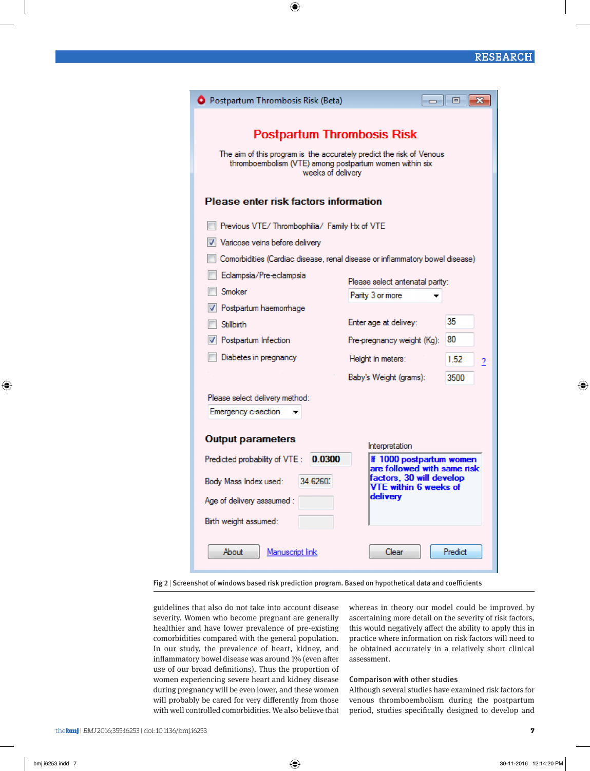Fig 2 | Screenshot of windows based risk prediction program. Based on hypothetical data and coefficients

guidelines that also do not take into account disease severity. Women who become pregnant are generally healthier and have lower prevalence of pre-existing comorbidities compared with the general population. In our study, the prevalence of heart, kidney, and inflammatory bowel disease was around 1% (even after use of our broad definitions). Thus the proportion of women experiencing severe heart and kidney disease during pregnancy will be even lower, and these women will probably be cared for very differently from those with well controlled comorbidities. We also believe that whereas in theory our model could be improved by ascertaining more detail on the severity of risk factors, this would negatively affect the ability to apply this in practice where information on risk factors will need to be obtained accurately in a relatively short clinical assessment.

### Comparison with other studies

Although several studies have examined risk factors for venous thromboembolism during the postpartum period, studies specifically designed to develop and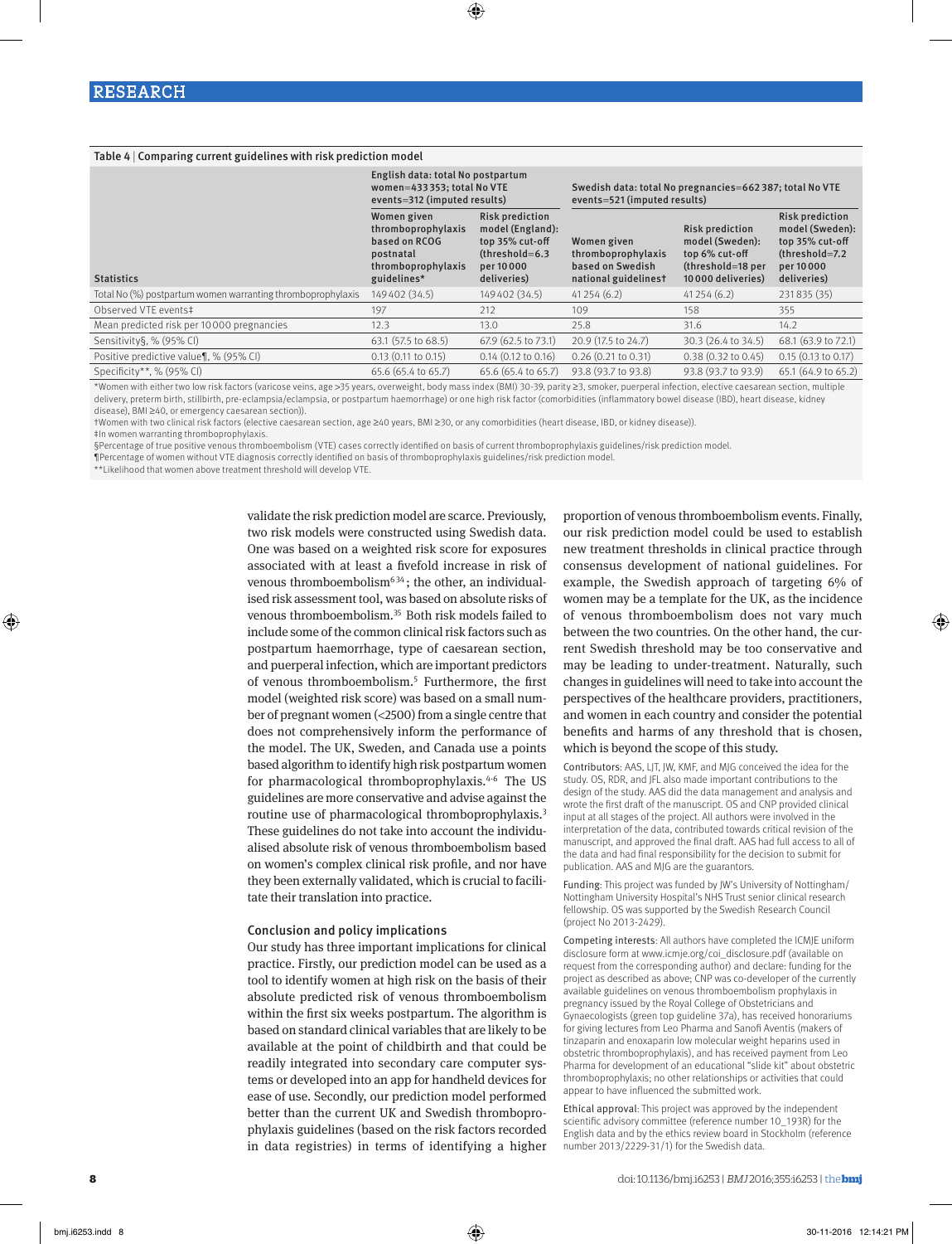Table 4 | Comparing current guidelines with risk prediction model

| Statistics | English data: total No postpartum women=433 353; total No VTE events=312 (imputed results) | | Swedish data: total No pregnancies=662 387; total No VTE events=521 (imputed results) | | |
|---|---|---|---|---|---|
| | Women given thromboprophylaxis based on RCOG postnatal thromboprophylaxis guidelines* | Risk prediction model (England): top 35% cut-off (threshold=6.3 per 10 000 deliveries) | Women given thromboprophylaxis based on Swedish national guidelines† | Risk prediction model (Sweden): top 6% cut-off (threshold=18 per 10 000 deliveries) | Risk prediction model (Sweden): top 35% cut-off (threshold=7.2 per 10 000 deliveries) |
| Total No (%) postpartum women warranting thromboprophylaxis | 149 402 (34.5) | 149 402 (34.5) | 41 254 (6.2) | 41 254 (6.2) | 231 835 (35) |
| Observed VTE events‡ | 197 | 212 | 109 | 158 | 355 |
| Mean predicted risk per 10 000 pregnancies | 12.3 | 13.0 | 25.8 | 31.6 | 14.2 |
| Sensitivity§, % (95% CI) | 63.1 (57.5 to 68.5) | 67.9 (62.5 to 73.1) | 20.9 (17.5 to 24.7) | 30.3 (26.4 to 34.5) | 68.1 (63.9 to 72.1) |
| Positive predictive value¶, % (95% CI) | 0.13 (0.11 to 0.15) | 0.14 (0.12 to 0.16) | 0.26 (0.21 to 0.31) | 0.38 (0.32 to 0.45) | 0.15 (0.13 to 0.17) |
| Specificity**, % (95% CI) | 65.6 (65.4 to 65.7) | 65.6 (65.4 to 65.7) | 93.8 (93.7 to 93.8) | 93.8 (93.7 to 93.9) | 65.1 (64.9 to 65.2) |

*Women with either two low risk factors (varicose veins, age >35 years, overweight, body mass index (BMI) 30-39, parity ≥3, smoker, puerperal infection, elective caesarean section, multiple delivery, preterm birth, stillbirth, pre-eclampsia/eclampsia, or postpartum haemorrhage) or one high risk factor (comorbidities (inflammatory bowel disease (IBD), heart disease, kidney disease), BMI ≥40, or emergency caesarean section)).
†Women with two clinical risk factors (elective caesarean section, age ≥40 years, BMI ≥30, or any comorbidities (heart disease, IBD, or kidney disease)).
‡In women warranting thromboprophylaxis.
§Percentage of true positive venous thromboembolism (VTE) cases correctly identified on basis of current thromboprophylaxis guidelines/risk prediction model.
¶Percentage of women without VTE diagnosis correctly identified on basis of thromboprophylaxis guidelines/risk prediction model.
**Likelihood that women above treatment threshold will develop VTE.

validate the risk prediction model are scarce. Previously, two risk models were constructed using Swedish data. One was based on a weighted risk score for exposures associated with at least a fivefold increase in risk of venous thromboembolism[6 34]; the other, an individualised risk assessment tool, was based on absolute risks of venous thromboembolism.[35] Both risk models failed to include some of the common clinical risk factors such as postpartum haemorrhage, type of caesarean section, and puerperal infection, which are important predictors of venous thromboembolism.[5] Furthermore, the first model (weighted risk score) was based on a small number of pregnant women (<2500) from a single centre that does not comprehensively inform the performance of the model. The UK, Sweden, and Canada use a points based algorithm to identify high risk postpartum women for pharmacological thromboprophylaxis.[4-6] The US guidelines are more conservative and advise against the routine use of pharmacological thromboprophylaxis.[3] These guidelines do not take into account the individualised absolute risk of venous thromboembolism based on women's complex clinical risk profile, and nor have they been externally validated, which is crucial to facilitate their translation into practice.

## Conclusion and policy implications

Our study has three important implications for clinical practice. Firstly, our prediction model can be used as a tool to identify women at high risk on the basis of their absolute predicted risk of venous thromboembolism within the first six weeks postpartum. The algorithm is based on standard clinical variables that are likely to be available at the point of childbirth and that could be readily integrated into secondary care computer systems or developed into an app for handheld devices for ease of use. Secondly, our prediction model performed better than the current UK and Swedish thromboprophylaxis guidelines (based on the risk factors recorded in data registries) in terms of identifying a higher proportion of venous thromboembolism events. Finally, our risk prediction model could be used to establish new treatment thresholds in clinical practice through consensus development of national guidelines. For example, the Swedish approach of targeting 6% of women may be a template for the UK, as the incidence of venous thromboembolism does not vary much between the two countries. On the other hand, the current Swedish threshold may be too conservative and may be leading to under-treatment. Naturally, such changes in guidelines will need to take into account the perspectives of the healthcare providers, practitioners, and women in each country and consider the potential benefits and harms of any threshold that is chosen, which is beyond the scope of this study.

Contributors: AAS, LJT, JW, KMF, and MJG conceived the idea for the study. OS, RDR, and JFL also made important contributions to the design of the study. AAS did the data management and analysis and wrote the first draft of the manuscript. OS and CNP provided clinical input at all stages of the project. All authors were involved in the interpretation of the data, contributed towards critical revision of the manuscript, and approved the final draft. AAS had full access to all of the data and had final responsibility for the decision to submit for publication. AAS and MJG are the guarantors.

Funding: This project was funded by JW's University of Nottingham/Nottingham University Hospital's NHS Trust senior clinical research fellowship. OS was supported by the Swedish Research Council (project No 2013-2429).

Competing interests: All authors have completed the ICMJE uniform disclosure form at www.icmje.org/coi_disclosure.pdf (available on request from the corresponding author) and declare: funding for the project as described as above; CNP was co-developer of the currently available guidelines on venous thromboembolism prophylaxis in pregnancy issued by the Royal College of Obstetricians and Gynaecologists (green top guideline 37a), has received honorariums for giving lectures from Leo Pharma and Sanofi Aventis (makers of tinzaparin and enoxaparin low molecular weight heparins used in obstetric thromboprophylaxis), and has received payment from Leo Pharma for development of an educational "slide kit" about obstetric thromboprophylaxis; no other relationships or activities that could appear to have influenced the submitted work.

Ethical approval: This project was approved by the independent scientific advisory committee (reference number 10_193R) for the English data and by the ethics review board in Stockholm (reference number 2013/2229-31/1) for the Swedish data.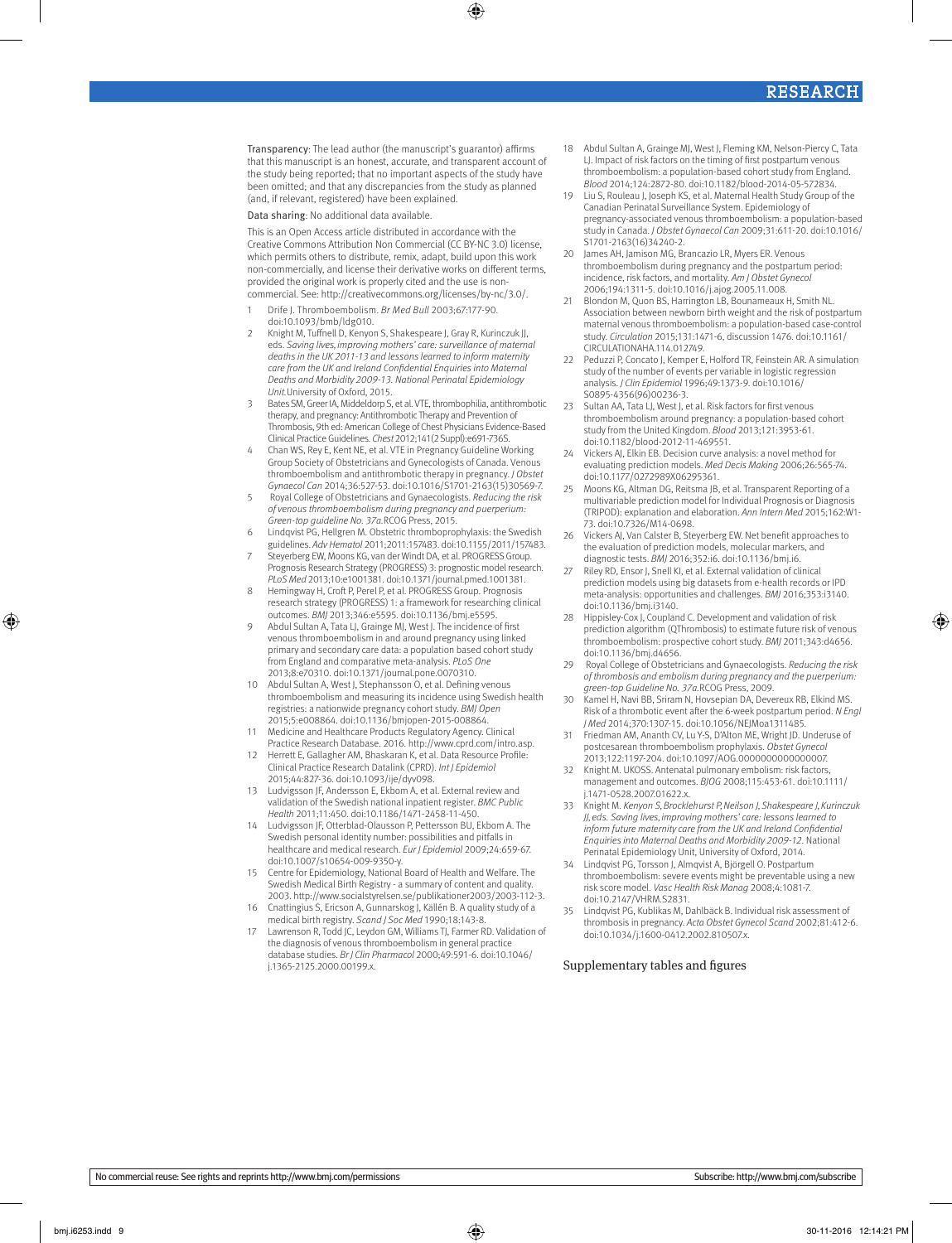Transparency: The lead author (the manuscript's guarantor) affirms that this manuscript is an honest, accurate, and transparent account of the study being reported; that no important aspects of the study have been omitted; and that any discrepancies from the study as planned (and, if relevant, registered) have been explained.

Data sharing: No additional data available.

This is an Open Access article distributed in accordance with the Creative Commons Attribution Non Commercial (CC BY-NC 3.0) license, which permits others to distribute, remix, adapt, build upon this work non-commercially, and license their derivative works on different terms, provided the original work is properly cited and the use is non-commercial. See: http://creativecommons.org/licenses/by-nc/3.0/.

1. Drife J. Thromboembolism. *Br Med Bull* 2003;67:177-90. doi:10.1093/bmb/ldg010.
2. Knight M, Tuffnell D, Kenyon S, Shakespeare J, Gray R, Kurinczuk JJ, eds. *Saving lives, improving mothers' care: surveillance of maternal deaths in the UK 2011-13 and lessons learned to inform maternity care from the UK and Ireland Confidential Enquiries into Maternal Deaths and Morbidity 2009-13. National Perinatal Epidemiology Unit.* University of Oxford, 2015.
3. Bates SM, Greer IA, Middeldorp S, et al. VTE, thrombophilia, antithrombotic therapy, and pregnancy: Antithrombotic Therapy and Prevention of Thrombosis, 9th ed: American College of Chest Physicians Evidence-Based Clinical Practice Guidelines. *Chest* 2012;141(2 Suppl):e691-736S.
4. Chan WS, Rey E, Kent NE, et al. VTE in Pregnancy Guideline Working Group Society of Obstetricians and Gynecologists of Canada. Venous thromboembolism and antithrombotic therapy in pregnancy. *J Obstet Gynaecol Can* 2014;36:527-53. doi:10.1016/S1701-2163(15)30569-7.
5. Royal College of Obstetricians and Gynaecologists. *Reducing the risk of venous thromboembolism during pregnancy and puerperium: Green-top guideline No. 37a.* RCOG Press, 2015.
6. Lindqvist PG, Hellgren M. Obstetric thromboprophylaxis: the Swedish guidelines. *Adv Hematol* 2011;2011:157483. doi:10.1155/2011/157483.
7. Steyerberg EW, Moons KG, van der Windt DA, et al. PROGRESS Group. Prognosis Research Strategy (PROGRESS) 3: prognostic model research. *PLoS Med* 2013;10:e1001381. doi:10.1371/journal.pmed.1001381.
8. Hemingway H, Croft P, Perel P, et al. PROGRESS Group. Prognosis research strategy (PROGRESS) 1: a framework for researching clinical outcomes. *BMJ* 2013;346:e5595. doi:10.1136/bmj.e5595.
9. Abdul Sultan A, Tata LJ, Grainge MJ, West J. The incidence of first venous thromboembolism in and around pregnancy using linked primary and secondary care data: a population based cohort study from England and comparative meta-analysis. *PLoS One* 2013;8:e70310. doi:10.1371/journal.pone.0070310.
10. Abdul Sultan A, West J, Stephansson O, et al. Defining venous thromboembolism and measuring its incidence using Swedish health registries: a nationwide pregnancy cohort study. *BMJ Open* 2015;5:e008864. doi:10.1136/bmjopen-2015-008864.
11. Medicine and Healthcare Products Regulatory Agency. Clinical Practice Research Database. 2016. http://www.cprd.com/intro.asp.
12. Herrett E, Gallagher AM, Bhaskaran K, et al. Data Resource Profile: Clinical Practice Research Datalink (CPRD). *Int J Epidemiol* 2015;44:827-36. doi:10.1093/ije/dyv098.
13. Ludvigsson JF, Andersson E, Ekbom A, et al. External review and validation of the Swedish national inpatient register. *BMC Public Health* 2011;11:450. doi:10.1186/1471-2458-11-450.
14. Ludvigsson JF, Otterblad-Olausson P, Pettersson BU, Ekbom A. The Swedish personal identity number: possibilities and pitfalls in healthcare and medical research. *Eur J Epidemiol* 2009;24:659-67. doi:10.1007/s10654-009-9350-y.
15. Centre for Epidemiology, National Board of Health and Welfare. The Swedish Medical Birth Registry - a summary of content and quality. 2003. http://www.socialstyrelsen.se/publikationer2003/2003-112-3.
16. Cnattingius S, Ericson A, Gunnarskog J, Källén B. A quality study of a medical birth registry. *Scand J Soc Med* 1990;18:143-8.
17. Lawrenson R, Todd JC, Leydon GM, Williams TJ, Farmer RD. Validation of the diagnosis of venous thromboembolism in general practice database studies. *Br J Clin Pharmacol* 2000;49:591-6. doi:10.1046/j.1365-2125.2000.00199.x.
18. Abdul Sultan A, Grainge MJ, West J, Fleming KM, Nelson-Piercy C, Tata LJ. Impact of risk factors on the timing of first postpartum venous thromboembolism: a population-based cohort study from England. *Blood* 2014;124:2872-80. doi:10.1182/blood-2014-05-572834.
19. Liu S, Rouleau J, Joseph KS, et al. Maternal Health Study Group of the Canadian Perinatal Surveillance System. Epidemiology of pregnancy-associated venous thromboembolism: a population-based study in Canada. *J Obstet Gynaecol Can* 2009;31:611-20. doi:10.1016/S1701-2163(16)34240-2.
20. James AH, Jamison MG, Brancazio LR, Myers ER. Venous thromboembolism during pregnancy and the postpartum period: incidence, risk factors, and mortality. *Am J Obstet Gynecol* 2006;194:1311-5. doi:10.1016/j.ajog.2005.11.008.
21. Blondon M, Quon BS, Harrington LB, Bounameaux H, Smith NL. Association between newborn birth weight and the risk of postpartum maternal venous thromboembolism: a population-based case-control study. *Circulation* 2015;131:1471-6, discussion 1476. doi:10.1161/CIRCULATIONAHA.114.012749.
22. Peduzzi P, Concato J, Kemper E, Holford TR, Feinstein AR. A simulation study of the number of events per variable in logistic regression analysis. *J Clin Epidemiol* 1996;49:1373-9. doi:10.1016/S0895-4356(96)00236-3.
23. Sultan AA, Tata LJ, West J, et al. Risk factors for first venous thromboembolism around pregnancy: a population-based cohort study from the United Kingdom. *Blood* 2013;121:3953-61. doi:10.1182/blood-2012-11-469551.
24. Vickers AJ, Elkin EB. Decision curve analysis: a novel method for evaluating prediction models. *Med Decis Making* 2006;26:565-74. doi:10.1177/0272989X06295361.
25. Moons KG, Altman DG, Reitsma JB, et al. Transparent Reporting of a multivariable prediction model for Individual Prognosis or Diagnosis (TRIPOD): explanation and elaboration. *Ann Intern Med* 2015;162:W1-73. doi:10.7326/M14-0698.
26. Vickers AJ, Van Calster B, Steyerberg EW. Net benefit approaches to the evaluation of prediction models, molecular markers, and diagnostic tests. *BMJ* 2016;352:i6. doi:10.1136/bmj.i6.
27. Riley RD, Ensor J, Snell KI, et al. External validation of clinical prediction models using big datasets from e-health records or IPD meta-analysis: opportunities and challenges. *BMJ* 2016;353:i3140. doi:10.1136/bmj.i3140.
28. Hippisley-Cox J, Coupland C. Development and validation of risk prediction algorithm (QThrombosis) to estimate future risk of venous thromboembolism: prospective cohort study. *BMJ* 2011;343:d4656. doi:10.1136/bmj.d4656.
29. Royal College of Obstetricians and Gynaecologists. *Reducing the risk of thrombosis and embolism during pregnancy and the puerperium: green-top Guideline No. 37a.* RCOG Press, 2009.
30. Kamel H, Navi BB, Sriram N, Hovsepian DA, Devereux RB, Elkind MS. Risk of a thrombotic event after the 6-week postpartum period. *N Engl J Med* 2014;370:1307-15. doi:10.1056/NEJMoa1311485.
31. Friedman AM, Ananth CV, Lu Y-S, D'Alton ME, Wright JD. Underuse of postcesarean thromboembolism prophylaxis. *Obstet Gynecol* 2013;122:1197-204. doi:10.1097/AOG.0000000000000007.
32. Knight M. UKOSS. Antenatal pulmonary embolism: risk factors, management and outcomes. *BJOG* 2008;115:453-61. doi:10.1111/j.1471-0528.2007.01622.x.
33. Knight M. *Kenyon S, Brocklehurst P, Neilson J, Shakespeare J, Kurinczuk JJ, eds. Saving lives, improving mothers' care: lessons learned to inform future maternity care from the UK and Ireland Confidential Enquiries into Maternal Deaths and Morbidity 2009-12.* National Perinatal Epidemiology Unit, University of Oxford, 2014.
34. Lindqvist PG, Torsson J, Almqvist A, Björgell O. Postpartum thromboembolism: severe events might be preventable using a new risk score model. *Vasc Health Risk Manag* 2008;4:1081-7. doi:10.2147/VHRM.S2831.
35. Lindqvist PG, Kublikas M, Dahlbäck B. Individual risk assessment of thrombosis in pregnancy. *Acta Obstet Gynecol Scand* 2002;81:412-6. doi:10.1034/j.1600-0412.2002.810507.x.

## Supplementary tables and figures